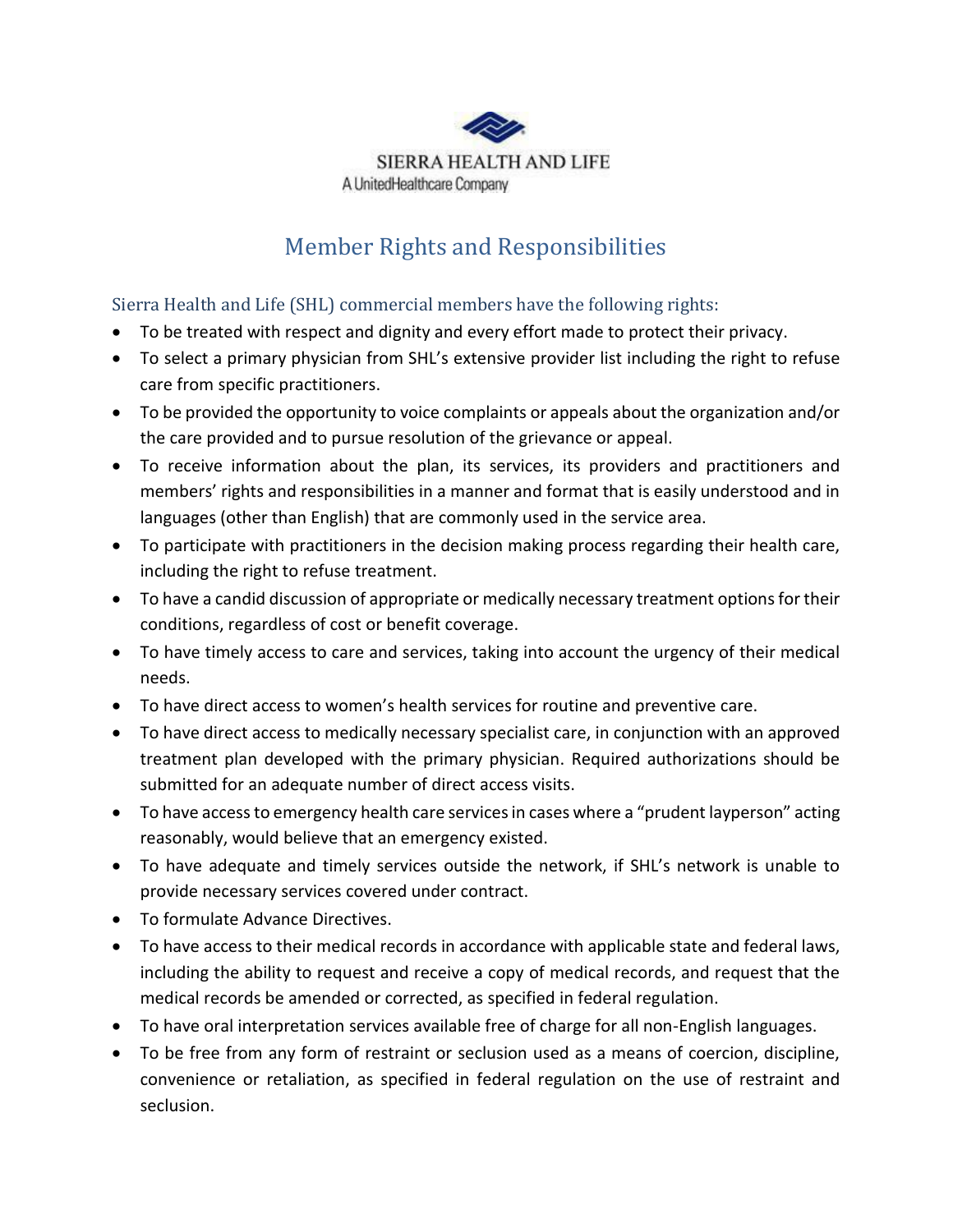SIERRA HEALTH AND LIFE

A UnitedHealthcare Company

# Member Rights and Responsibilities

## Sierra Health and Life (SHL) commercial members have the following rights:

- To be treated with respect and dignity and every effort made to protect their privacy.
- To select a primary physician from SHL's extensive provider list including the right to refuse care from specific practitioners.
- To be provided the opportunity to voice complaints or appeals about the organization and/or the care provided and to pursue resolution of the grievance or appeal.
- To receive information about the plan, its services, its providers and practitioners and members' rights and responsibilities in a manner and format that is easily understood and in languages (other than English) that are commonly used in the service area.
- To participate with practitioners in the decision making process regarding their health care, including the right to refuse treatment.
- To have a candid discussion of appropriate or medically necessary treatment options for their conditions, regardless of cost or benefit coverage.
- To have timely access to care and services, taking into account the urgency of their medical needs.
- To have direct access to women's health services for routine and preventive care.
- To have direct access to medically necessary specialist care, in conjunction with an approved treatment plan developed with the primary physician. Required authorizations should be submitted for an adequate number of direct access visits.
- To have access to emergency health care services in cases where a "prudent layperson" acting reasonably, would believe that an emergency existed.
- To have adequate and timely services outside the network, if SHL's network is unable to provide necessary services covered under contract.
- To formulate Advance Directives.
- To have access to their medical records in accordance with applicable state and federal laws, including the ability to request and receive a copy of medical records, and request that the medical records be amended or corrected, as specified in federal regulation.
- To have oral interpretation services available free of charge for all non-English languages.
- To be free from any form of restraint or seclusion used as a means of coercion, discipline, convenience or retaliation, as specified in federal regulation on the use of restraint and seclusion.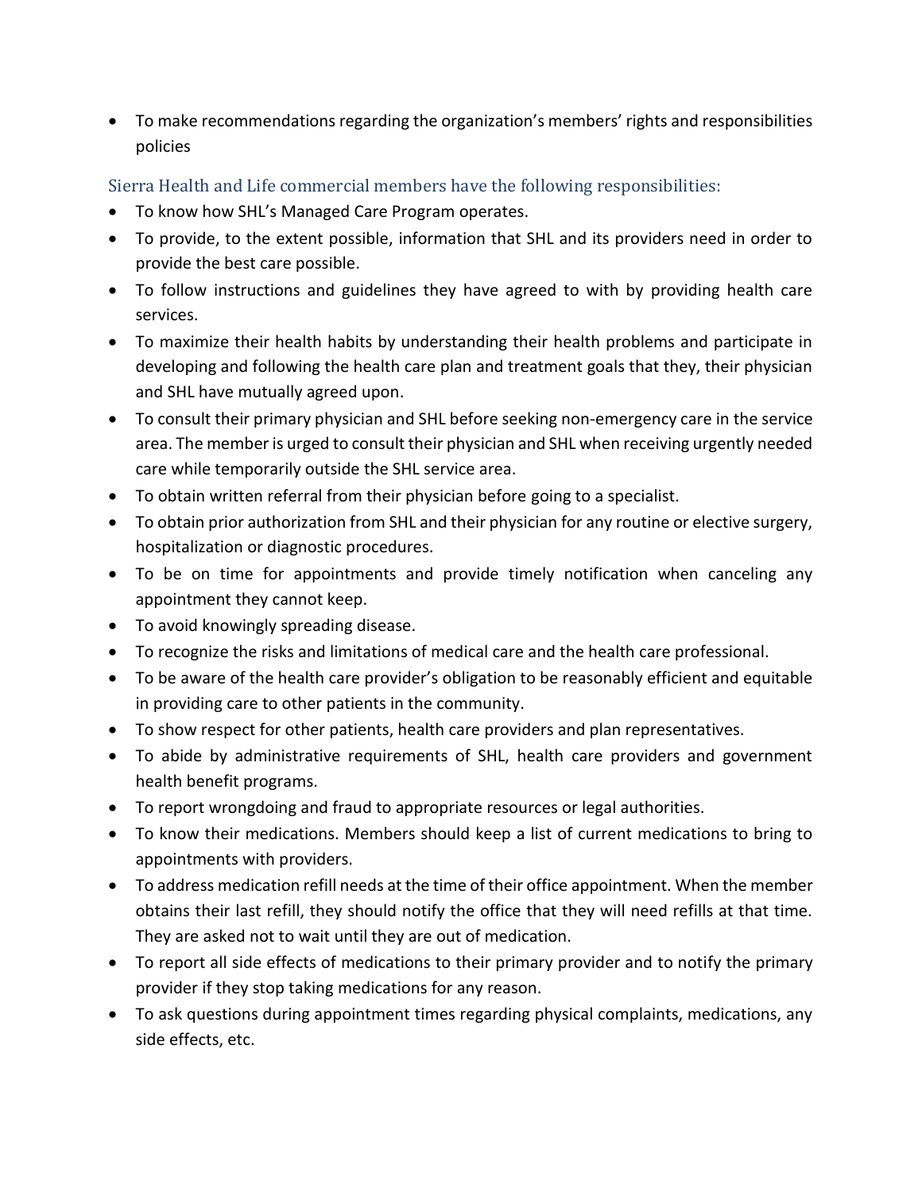- To make recommendations regarding the organization's members' rights and responsibilities policies

### Sierra Health and Life commercial members have the following responsibilities:

- To know how SHL's Managed Care Program operates.
- To provide, to the extent possible, information that SHL and its providers need in order to provide the best care possible.
- To follow instructions and guidelines they have agreed to with by providing health care services.
- To maximize their health habits by understanding their health problems and participate in developing and following the health care plan and treatment goals that they, their physician and SHL have mutually agreed upon.
- To consult their primary physician and SHL before seeking non-emergency care in the service area. The member is urged to consult their physician and SHL when receiving urgently needed care while temporarily outside the SHL service area.
- To obtain written referral from their physician before going to a specialist.
- To obtain prior authorization from SHL and their physician for any routine or elective surgery, hospitalization or diagnostic procedures.
- To be on time for appointments and provide timely notification when canceling any appointment they cannot keep.
- To avoid knowingly spreading disease.
- To recognize the risks and limitations of medical care and the health care professional.
- To be aware of the health care provider's obligation to be reasonably efficient and equitable in providing care to other patients in the community.
- To show respect for other patients, health care providers and plan representatives.
- To abide by administrative requirements of SHL, health care providers and government health benefit programs.
- To report wrongdoing and fraud to appropriate resources or legal authorities.
- To know their medications. Members should keep a list of current medications to bring to appointments with providers.
- To address medication refill needs at the time of their office appointment. When the member obtains their last refill, they should notify the office that they will need refills at that time. They are asked not to wait until they are out of medication.
- To report all side effects of medications to their primary provider and to notify the primary provider if they stop taking medications for any reason.
- To ask questions during appointment times regarding physical complaints, medications, any side effects, etc.